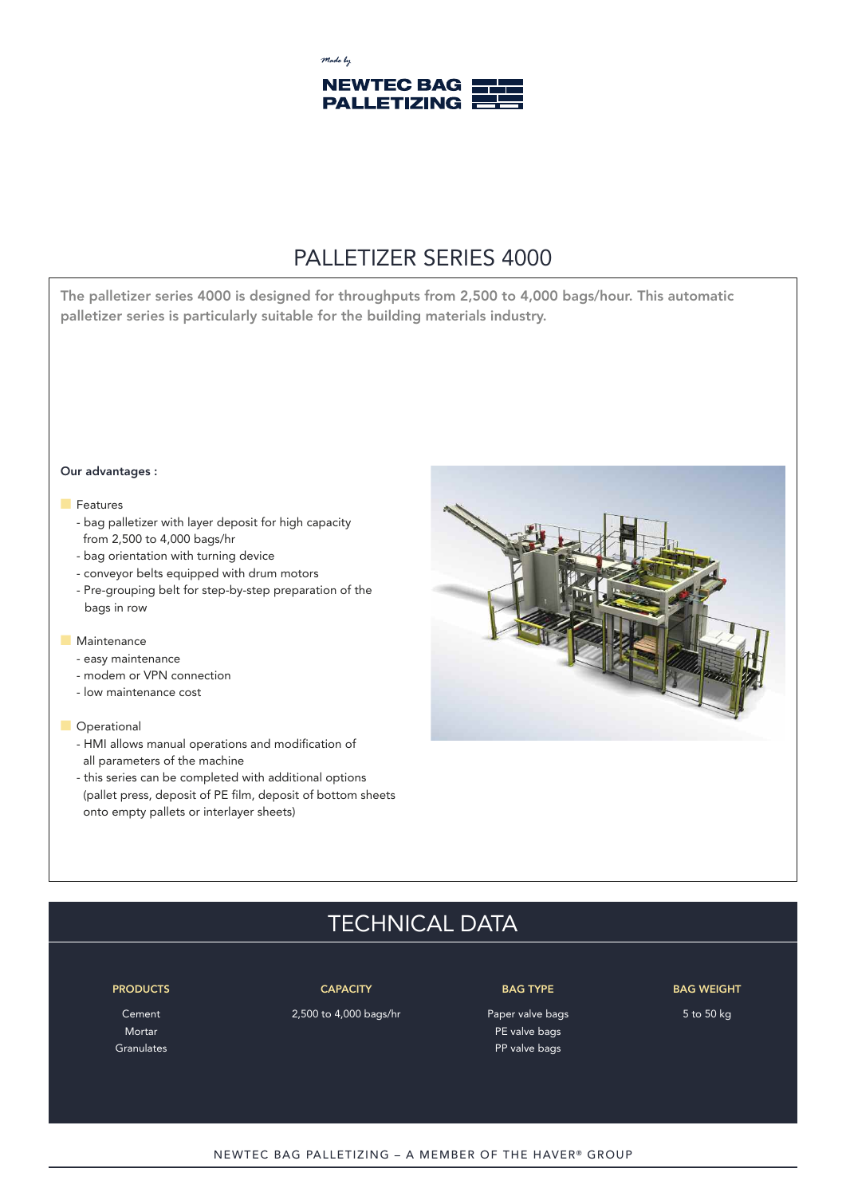Made by

NEWTEC BAG PALLETIZING

# PALLETIZER SERIES 4000

**The palletizer series 4000 is designed for throughputs from 2,500 to 4,000 bags/hour. This automatic palletizer series is particularly suitable for the building materials industry.**

**Our advantages :**

- Features
  - bag palletizer with layer deposit for high capacity from 2,500 to 4,000 bags/hr
  - bag orientation with turning device
  - conveyor belts equipped with drum motors
  - Pre-grouping belt for step-by-step preparation of the bags in row
- Maintenance
  - easy maintenance
  - modem or VPN connection
  - low maintenance cost
- Operational
  - HMI allows manual operations and modification of all parameters of the machine
  - this series can be completed with additional options (pallet press, deposit of PE film, deposit of bottom sheets onto empty pallets or interlayer sheets)

## TECHNICAL DATA

| PRODUCTS | CAPACITY | BAG TYPE | BAG WEIGHT |
| --- | --- | --- | --- |
| Cement<br>Mortar<br>Granulates | 2,500 to 4,000 bags/hr | Paper valve bags<br>PE valve bags<br>PP valve bags | 5 to 50 kg |

NEWTEC BAG PALLETIZING – A MEMBER OF THE HAVER® GROUP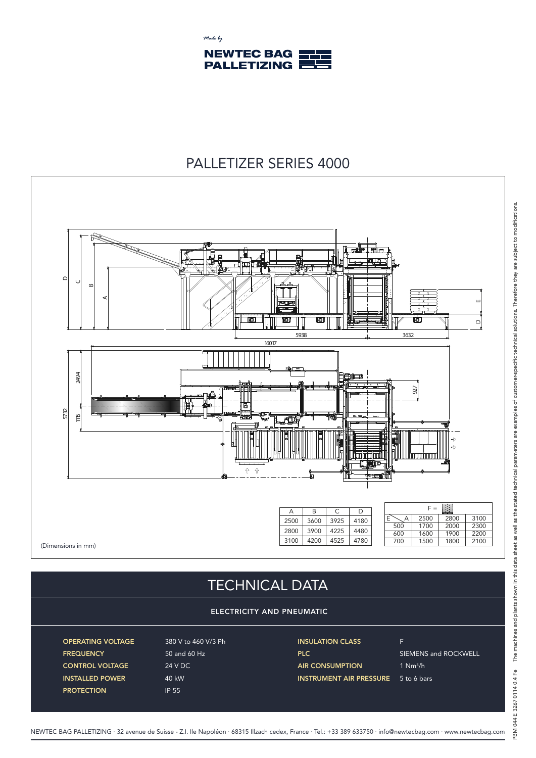Made by

NEWTEC BAG PALLETIZING

# PALLETIZER SERIES 4000

D
C
B
A
E
D
5938
3632
16017
2494
5732
1115
927

| A | B | C | D |
|---|---|---|---|
| 2500 | 3600 | 3925 | 4180 |
| 2800 | 3900 | 4225 | 4480 |
| 3100 | 4200 | 4525 | 4780 |

| F = | | | |
|---|---|---|---|
| E \ A | 2500 | 2800 | 3100 |
| 500 | 1700 | 2000 | 2300 |
| 600 | 1600 | 1900 | 2200 |
| 700 | 1500 | 1800 | 2100 |

(Dimensions in mm)

## TECHNICAL DATA

### ELECTRICITY AND PNEUMATIC

| | | | |
|---|---|---|---|
| **OPERATING VOLTAGE** | 380 V to 460 V/3 Ph | **INSULATION CLASS** | F |
| **FREQUENCY** | 50 and 60 Hz | **PLC** | SIEMENS and ROCKWELL |
| **CONTROL VOLTAGE** | 24 V DC | **AIR CONSUMPTION** | 1 $Nm^3/h$ |
| **INSTALLED POWER** | 40 kW | **INSTRUMENT AIR PRESSURE** | 5 to 6 bars |
| **PROTECTION** | IP 55 | | |

NEWTEC BAG PALLETIZING · 32 avenue de Suisse - Z.I. Ile Napoléon · 68315 Illzach cedex, France · Tel.: +33 389 633750 · info@newtecbag.com · www.newtecbag.com

PBM 044 E 3267 0114 0.4 Fe The machines and plants shown in this data sheet as well as the stated technical parameters are examples of customer-specific technical solutions. Therefore they are subject to modifications.